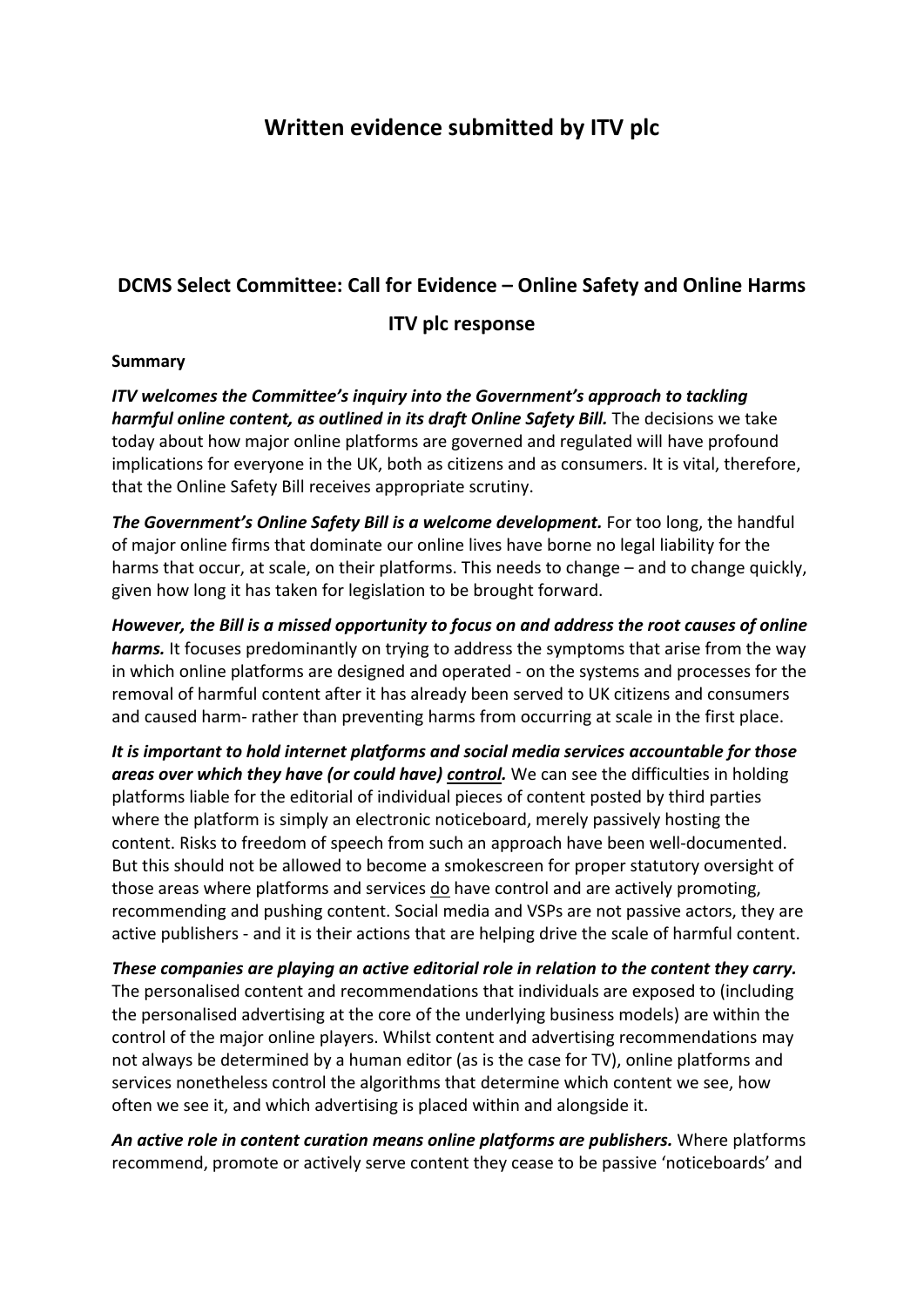# Written evidence submitted by ITV plc

## DCMS Select Committee: Call for Evidence – Online Safety and Online Harms

## ITV plc response

**Summary**

***ITV welcomes the Committee's inquiry into the Government's approach to tackling harmful online content, as outlined in its draft Online Safety Bill.*** The decisions we take today about how major online platforms are governed and regulated will have profound implications for everyone in the UK, both as citizens and as consumers. It is vital, therefore, that the Online Safety Bill receives appropriate scrutiny.

***The Government's Online Safety Bill is a welcome development.*** For too long, the handful of major online firms that dominate our online lives have borne no legal liability for the harms that occur, at scale, on their platforms. This needs to change – and to change quickly, given how long it has taken for legislation to be brought forward.

***However, the Bill is a missed opportunity to focus on and address the root causes of online harms.*** It focuses predominantly on trying to address the symptoms that arise from the way in which online platforms are designed and operated - on the systems and processes for the removal of harmful content after it has already been served to UK citizens and consumers and caused harm- rather than preventing harms from occurring at scale in the first place.

***It is important to hold internet platforms and social media services accountable for those areas over which they have (or could have) <u>control</u>.*** We can see the difficulties in holding platforms liable for the editorial of individual pieces of content posted by third parties where the platform is simply an electronic noticeboard, merely passively hosting the content. Risks to freedom of speech from such an approach have been well-documented. But this should not be allowed to become a smokescreen for proper statutory oversight of those areas where platforms and services <u>do</u> have control and are actively promoting, recommending and pushing content. Social media and VSPs are not passive actors, they are active publishers - and it is their actions that are helping drive the scale of harmful content.

***These companies are playing an active editorial role in relation to the content they carry.*** The personalised content and recommendations that individuals are exposed to (including the personalised advertising at the core of the underlying business models) are within the control of the major online players. Whilst content and advertising recommendations may not always be determined by a human editor (as is the case for TV), online platforms and services nonetheless control the algorithms that determine which content we see, how often we see it, and which advertising is placed within and alongside it.

***An active role in content curation means online platforms are publishers.*** Where platforms recommend, promote or actively serve content they cease to be passive 'noticeboards' and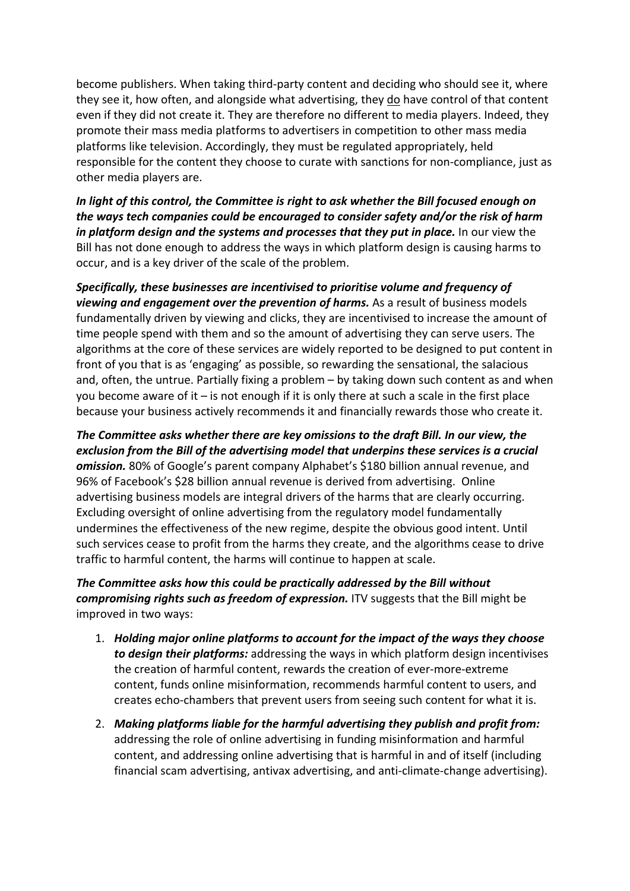become publishers. When taking third-party content and deciding who should see it, where they see it, how often, and alongside what advertising, they <u>do</u> have control of that content even if they did not create it. They are therefore no different to media players. Indeed, they promote their mass media platforms to advertisers in competition to other mass media platforms like television. Accordingly, they must be regulated appropriately, held responsible for the content they choose to curate with sanctions for non-compliance, just as other media players are.

***In light of this control, the Committee is right to ask whether the Bill focused enough on the ways tech companies could be encouraged to consider safety and/or the risk of harm in platform design and the systems and processes that they put in place.*** In our view the Bill has not done enough to address the ways in which platform design is causing harms to occur, and is a key driver of the scale of the problem.

***Specifically, these businesses are incentivised to prioritise volume and frequency of viewing and engagement over the prevention of harms.*** As a result of business models fundamentally driven by viewing and clicks, they are incentivised to increase the amount of time people spend with them and so the amount of advertising they can serve users. The algorithms at the core of these services are widely reported to be designed to put content in front of you that is as 'engaging' as possible, so rewarding the sensational, the salacious and, often, the untrue. Partially fixing a problem – by taking down such content as and when you become aware of it – is not enough if it is only there at such a scale in the first place because your business actively recommends it and financially rewards those who create it.

***The Committee asks whether there are key omissions to the draft Bill. In our view, the exclusion from the Bill of the advertising model that underpins these services is a crucial omission.*** 80% of Google's parent company Alphabet's $180 billion annual revenue, and 96% of Facebook's $28 billion annual revenue is derived from advertising. Online advertising business models are integral drivers of the harms that are clearly occurring. Excluding oversight of online advertising from the regulatory model fundamentally undermines the effectiveness of the new regime, despite the obvious good intent. Until such services cease to profit from the harms they create, and the algorithms cease to drive traffic to harmful content, the harms will continue to happen at scale.

***The Committee asks how this could be practically addressed by the Bill without compromising rights such as freedom of expression.*** ITV suggests that the Bill might be improved in two ways:

1. ***Holding major online platforms to account for the impact of the ways they choose to design their platforms:*** addressing the ways in which platform design incentivises the creation of harmful content, rewards the creation of ever-more-extreme content, funds online misinformation, recommends harmful content to users, and creates echo-chambers that prevent users from seeing such content for what it is.
2. ***Making platforms liable for the harmful advertising they publish and profit from:*** addressing the role of online advertising in funding misinformation and harmful content, and addressing online advertising that is harmful in and of itself (including financial scam advertising, antivax advertising, and anti-climate-change advertising).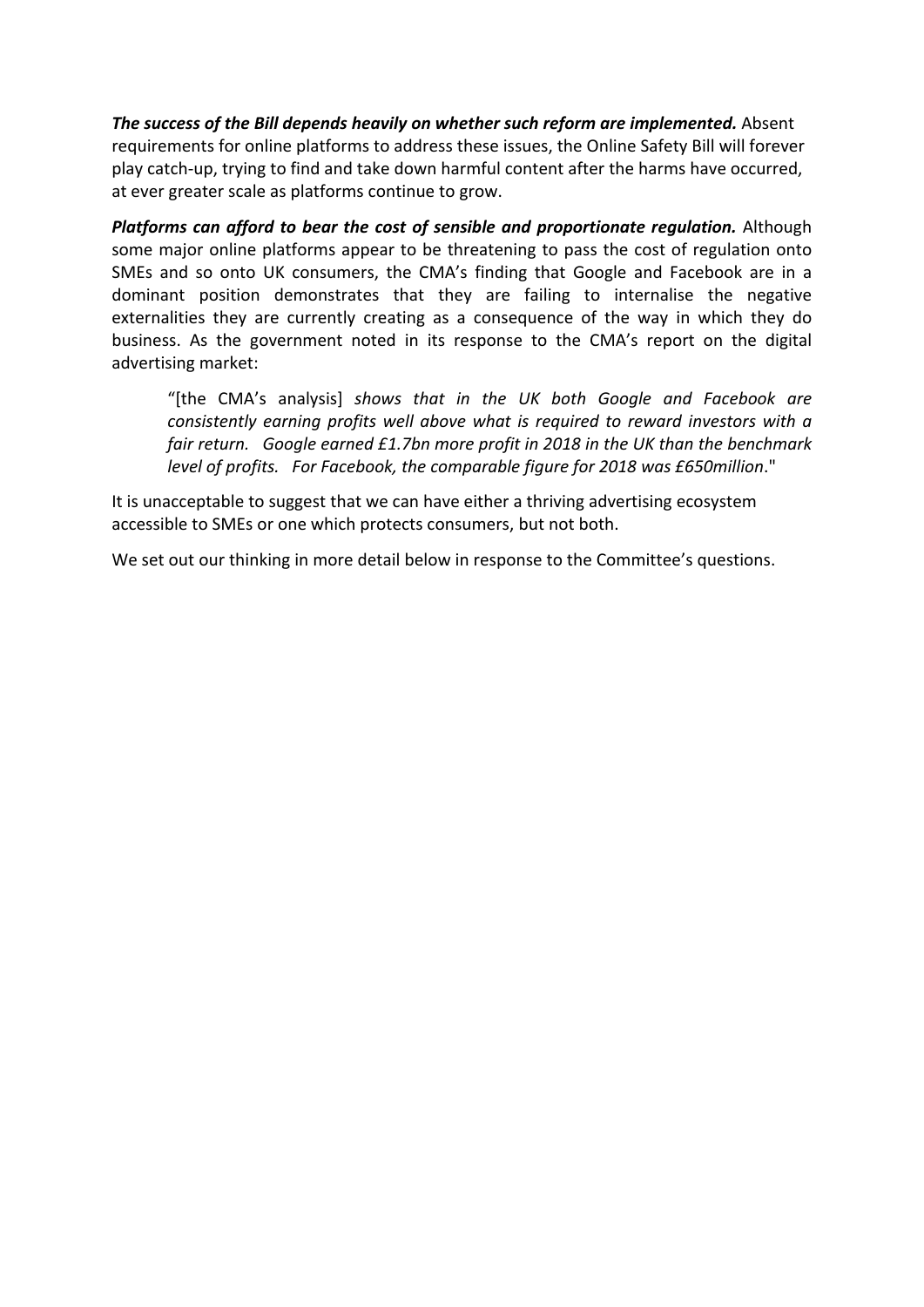***The success of the Bill depends heavily on whether such reform are implemented.*** Absent requirements for online platforms to address these issues, the Online Safety Bill will forever play catch-up, trying to find and take down harmful content after the harms have occurred, at ever greater scale as platforms continue to grow.

***Platforms can afford to bear the cost of sensible and proportionate regulation.*** Although some major online platforms appear to be threatening to pass the cost of regulation onto SMEs and so onto UK consumers, the CMA's finding that Google and Facebook are in a dominant position demonstrates that they are failing to internalise the negative externalities they are currently creating as a consequence of the way in which they do business. As the government noted in its response to the CMA's report on the digital advertising market:

> "[the CMA's analysis] *shows that in the UK both Google and Facebook are consistently earning profits well above what is required to reward investors with a fair return. Google earned £1.7bn more profit in 2018 in the UK than the benchmark level of profits. For Facebook, the comparable figure for 2018 was £650million*."

It is unacceptable to suggest that we can have either a thriving advertising ecosystem accessible to SMEs or one which protects consumers, but not both.

We set out our thinking in more detail below in response to the Committee's questions.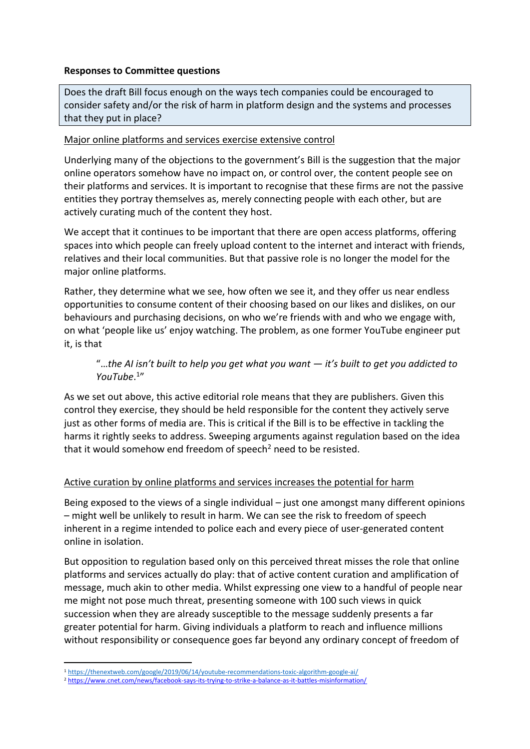**Responses to Committee questions**

> Does the draft Bill focus enough on the ways tech companies could be encouraged to consider safety and/or the risk of harm in platform design and the systems and processes that they put in place?

Major online platforms and services exercise extensive control

Underlying many of the objections to the government's Bill is the suggestion that the major online operators somehow have no impact on, or control over, the content people see on their platforms and services. It is important to recognise that these firms are not the passive entities they portray themselves as, merely connecting people with each other, but are actively curating much of the content they host.

We accept that it continues to be important that there are open access platforms, offering spaces into which people can freely upload content to the internet and interact with friends, relatives and their local communities. But that passive role is no longer the model for the major online platforms.

Rather, they determine what we see, how often we see it, and they offer us near endless opportunities to consume content of their choosing based on our likes and dislikes, on our behaviours and purchasing decisions, on who we're friends with and who we engage with, on what 'people like us' enjoy watching. The problem, as one former YouTube engineer put it, is that

> "*…the AI isn't built to help you get what you want — it's built to get you addicted to YouTube*.[1]"

As we set out above, this active editorial role means that they are publishers. Given this control they exercise, they should be held responsible for the content they actively serve just as other forms of media are. This is critical if the Bill is to be effective in tackling the harms it rightly seeks to address. Sweeping arguments against regulation based on the idea that it would somehow end freedom of speech[2] need to be resisted.

Active curation by online platforms and services increases the potential for harm

Being exposed to the views of a single individual – just one amongst many different opinions – might well be unlikely to result in harm. We can see the risk to freedom of speech inherent in a regime intended to police each and every piece of user-generated content online in isolation.

But opposition to regulation based only on this perceived threat misses the role that online platforms and services actually do play: that of active content curation and amplification of message, much akin to other media. Whilst expressing one view to a handful of people near me might not pose much threat, presenting someone with 100 such views in quick succession when they are already susceptible to the message suddenly presents a far greater potential for harm. Giving individuals a platform to reach and influence millions without responsibility or consequence goes far beyond any ordinary concept of freedom of

---

[1] https://thenextweb.com/google/2019/06/14/youtube-recommendations-toxic-algorithm-google-ai/

[2] https://www.cnet.com/news/facebook-says-its-trying-to-strike-a-balance-as-it-battles-misinformation/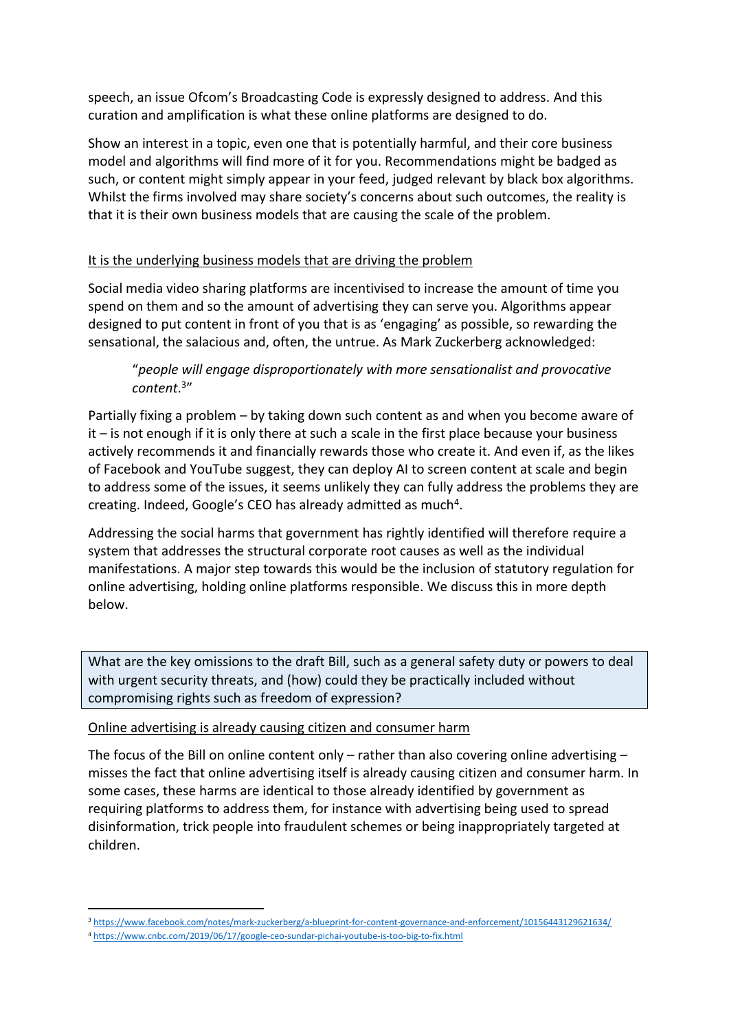speech, an issue Ofcom's Broadcasting Code is expressly designed to address. And this curation and amplification is what these online platforms are designed to do.

Show an interest in a topic, even one that is potentially harmful, and their core business model and algorithms will find more of it for you. Recommendations might be badged as such, or content might simply appear in your feed, judged relevant by black box algorithms. Whilst the firms involved may share society's concerns about such outcomes, the reality is that it is their own business models that are causing the scale of the problem.

<u>It is the underlying business models that are driving the problem</u>

Social media video sharing platforms are incentivised to increase the amount of time you spend on them and so the amount of advertising they can serve you. Algorithms appear designed to put content in front of you that is as 'engaging' as possible, so rewarding the sensational, the salacious and, often, the untrue. As Mark Zuckerberg acknowledged:

> "*people will engage disproportionately with more sensationalist and provocative content*.[3]"

Partially fixing a problem – by taking down such content as and when you become aware of it – is not enough if it is only there at such a scale in the first place because your business actively recommends it and financially rewards those who create it. And even if, as the likes of Facebook and YouTube suggest, they can deploy AI to screen content at scale and begin to address some of the issues, it seems unlikely they can fully address the problems they are creating. Indeed, Google's CEO has already admitted as much[4].

Addressing the social harms that government has rightly identified will therefore require a system that addresses the structural corporate root causes as well as the individual manifestations. A major step towards this would be the inclusion of statutory regulation for online advertising, holding online platforms responsible. We discuss this in more depth below.

**What are the key omissions to the draft Bill, such as a general safety duty or powers to deal with urgent security threats, and (how) could they be practically included without compromising rights such as freedom of expression?**

<u>Online advertising is already causing citizen and consumer harm</u>

The focus of the Bill on online content only – rather than also covering online advertising – misses the fact that online advertising itself is already causing citizen and consumer harm. In some cases, these harms are identical to those already identified by government as requiring platforms to address them, for instance with advertising being used to spread disinformation, trick people into fraudulent schemes or being inappropriately targeted at children.

---

[3] https://www.facebook.com/notes/mark-zuckerberg/a-blueprint-for-content-governance-and-enforcement/10156443129621634/

[4] https://www.cnbc.com/2019/06/17/google-ceo-sundar-pichai-youtube-is-too-big-to-fix.html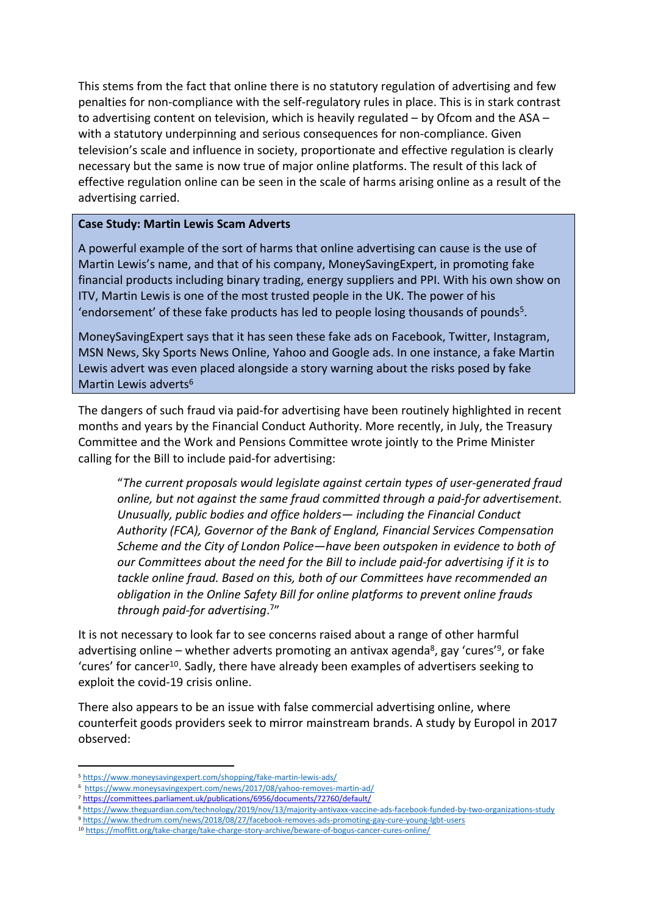This stems from the fact that online there is no statutory regulation of advertising and few penalties for non-compliance with the self-regulatory rules in place. This is in stark contrast to advertising content on television, which is heavily regulated – by Ofcom and the ASA – with a statutory underpinning and serious consequences for non-compliance. Given television's scale and influence in society, proportionate and effective regulation is clearly necessary but the same is now true of major online platforms. The result of this lack of effective regulation online can be seen in the scale of harms arising online as a result of the advertising carried.

> **Case Study: Martin Lewis Scam Adverts**
>
> A powerful example of the sort of harms that online advertising can cause is the use of Martin Lewis's name, and that of his company, MoneySavingExpert, in promoting fake financial products including binary trading, energy suppliers and PPI. With his own show on ITV, Martin Lewis is one of the most trusted people in the UK. The power of his 'endorsement' of these fake products has led to people losing thousands of pounds[5].
>
> MoneySavingExpert says that it has seen these fake ads on Facebook, Twitter, Instagram, MSN News, Sky Sports News Online, Yahoo and Google ads. In one instance, a fake Martin Lewis advert was even placed alongside a story warning about the risks posed by fake Martin Lewis adverts[6]

The dangers of such fraud via paid-for advertising have been routinely highlighted in recent months and years by the Financial Conduct Authority. More recently, in July, the Treasury Committee and the Work and Pensions Committee wrote jointly to the Prime Minister calling for the Bill to include paid-for advertising:

> "*The current proposals would legislate against certain types of user-generated fraud online, but not against the same fraud committed through a paid-for advertisement. Unusually, public bodies and office holders— including the Financial Conduct Authority (FCA), Governor of the Bank of England, Financial Services Compensation Scheme and the City of London Police—have been outspoken in evidence to both of our Committees about the need for the Bill to include paid-for advertising if it is to tackle online fraud. Based on this, both of our Committees have recommended an obligation in the Online Safety Bill for online platforms to prevent online frauds through paid-for advertising*.[7]"

It is not necessary to look far to see concerns raised about a range of other harmful advertising online – whether adverts promoting an antivax agenda[8], gay 'cures'[9], or fake 'cures' for cancer[10]. Sadly, there have already been examples of advertisers seeking to exploit the covid-19 crisis online.

There also appears to be an issue with false commercial advertising online, where counterfeit goods providers seek to mirror mainstream brands. A study by Europol in 2017 observed:

---

[5] https://www.moneysavingexpert.com/shopping/fake-martin-lewis-ads/

[6] https://www.moneysavingexpert.com/news/2017/08/yahoo-removes-martin-ad/

[7] https://committees.parliament.uk/publications/6956/documents/72760/default/

[8] https://www.theguardian.com/technology/2019/nov/13/majority-antivaxx-vaccine-ads-facebook-funded-by-two-organizations-study

[9] https://www.thedrum.com/news/2018/08/27/facebook-removes-ads-promoting-gay-cure-young-lgbt-users

[10] https://moffitt.org/take-charge/take-charge-story-archive/beware-of-bogus-cancer-cures-online/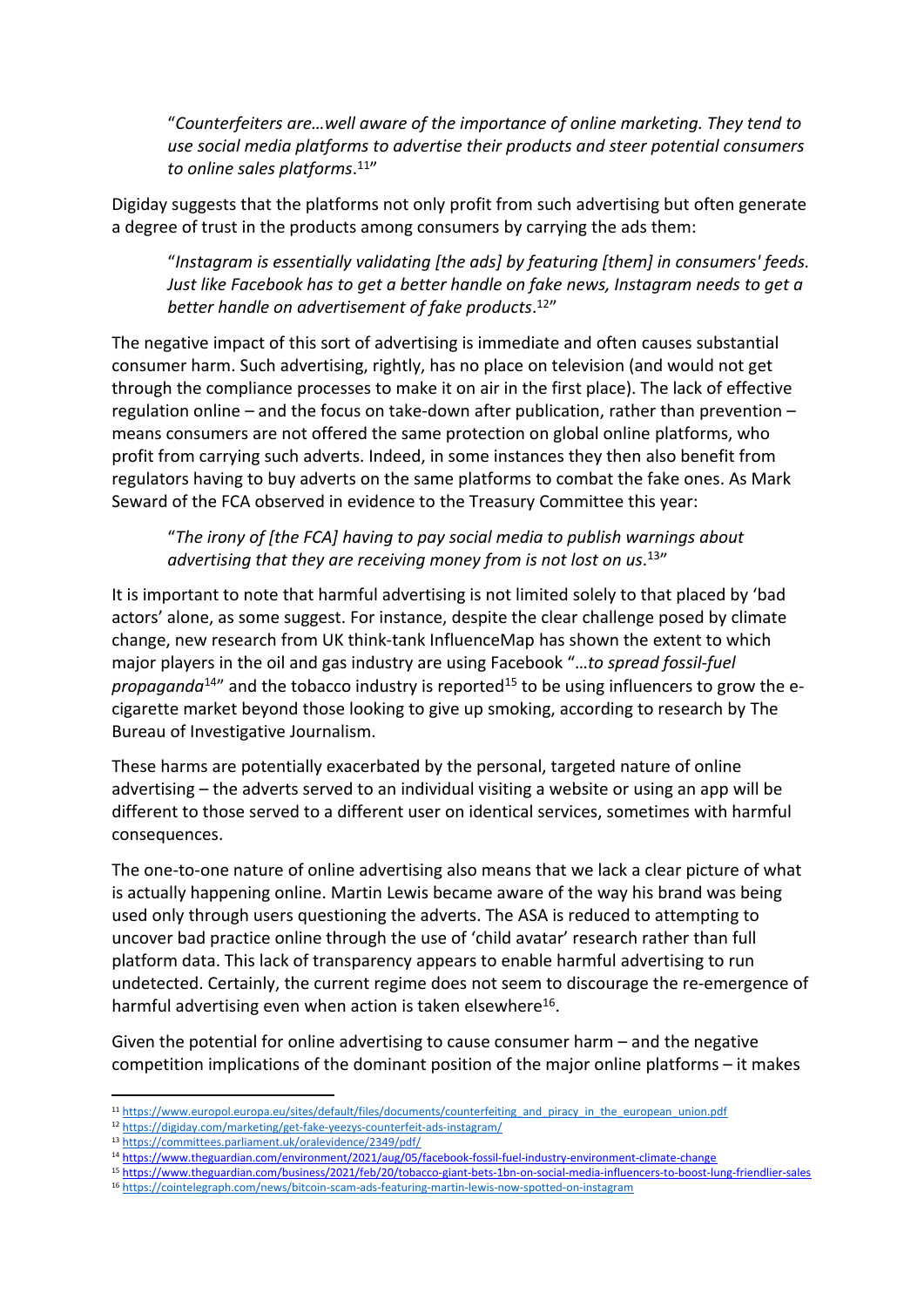> "*Counterfeiters are…well aware of the importance of online marketing. They tend to use social media platforms to advertise their products and steer potential consumers to online sales platforms*.[11]"

Digiday suggests that the platforms not only profit from such advertising but often generate a degree of trust in the products among consumers by carrying the ads them:

> "*Instagram is essentially validating [the ads] by featuring [them] in consumers' feeds. Just like Facebook has to get a better handle on fake news, Instagram needs to get a better handle on advertisement of fake products*.[12]"

The negative impact of this sort of advertising is immediate and often causes substantial consumer harm. Such advertising, rightly, has no place on television (and would not get through the compliance processes to make it on air in the first place). The lack of effective regulation online – and the focus on take-down after publication, rather than prevention – means consumers are not offered the same protection on global online platforms, who profit from carrying such adverts. Indeed, in some instances they then also benefit from regulators having to buy adverts on the same platforms to combat the fake ones. As Mark Seward of the FCA observed in evidence to the Treasury Committee this year:

> "*The irony of [the FCA] having to pay social media to publish warnings about advertising that they are receiving money from is not lost on us*.[13]"

It is important to note that harmful advertising is not limited solely to that placed by 'bad actors' alone, as some suggest. For instance, despite the clear challenge posed by climate change, new research from UK think-tank InfluenceMap has shown the extent to which major players in the oil and gas industry are using Facebook "*…to spread fossil-fuel propaganda*[14]" and the tobacco industry is reported[15] to be using influencers to grow the e-cigarette market beyond those looking to give up smoking, according to research by The Bureau of Investigative Journalism.

These harms are potentially exacerbated by the personal, targeted nature of online advertising – the adverts served to an individual visiting a website or using an app will be different to those served to a different user on identical services, sometimes with harmful consequences.

The one-to-one nature of online advertising also means that we lack a clear picture of what is actually happening online. Martin Lewis became aware of the way his brand was being used only through users questioning the adverts. The ASA is reduced to attempting to uncover bad practice online through the use of 'child avatar' research rather than full platform data. This lack of transparency appears to enable harmful advertising to run undetected. Certainly, the current regime does not seem to discourage the re-emergence of harmful advertising even when action is taken elsewhere[16].

Given the potential for online advertising to cause consumer harm – and the negative competition implications of the dominant position of the major online platforms – it makes

---

[11] https://www.europol.europa.eu/sites/default/files/documents/counterfeiting_and_piracy_in_the_european_union.pdf
[12] https://digiday.com/marketing/get-fake-yeezys-counterfeit-ads-instagram/
[13] https://committees.parliament.uk/oralevidence/2349/pdf/
[14] https://www.theguardian.com/environment/2021/aug/05/facebook-fossil-fuel-industry-environment-climate-change
[15] https://www.theguardian.com/business/2021/feb/20/tobacco-giant-bets-1bn-on-social-media-influencers-to-boost-lung-friendlier-sales
[16] https://cointelegraph.com/news/bitcoin-scam-ads-featuring-martin-lewis-now-spotted-on-instagram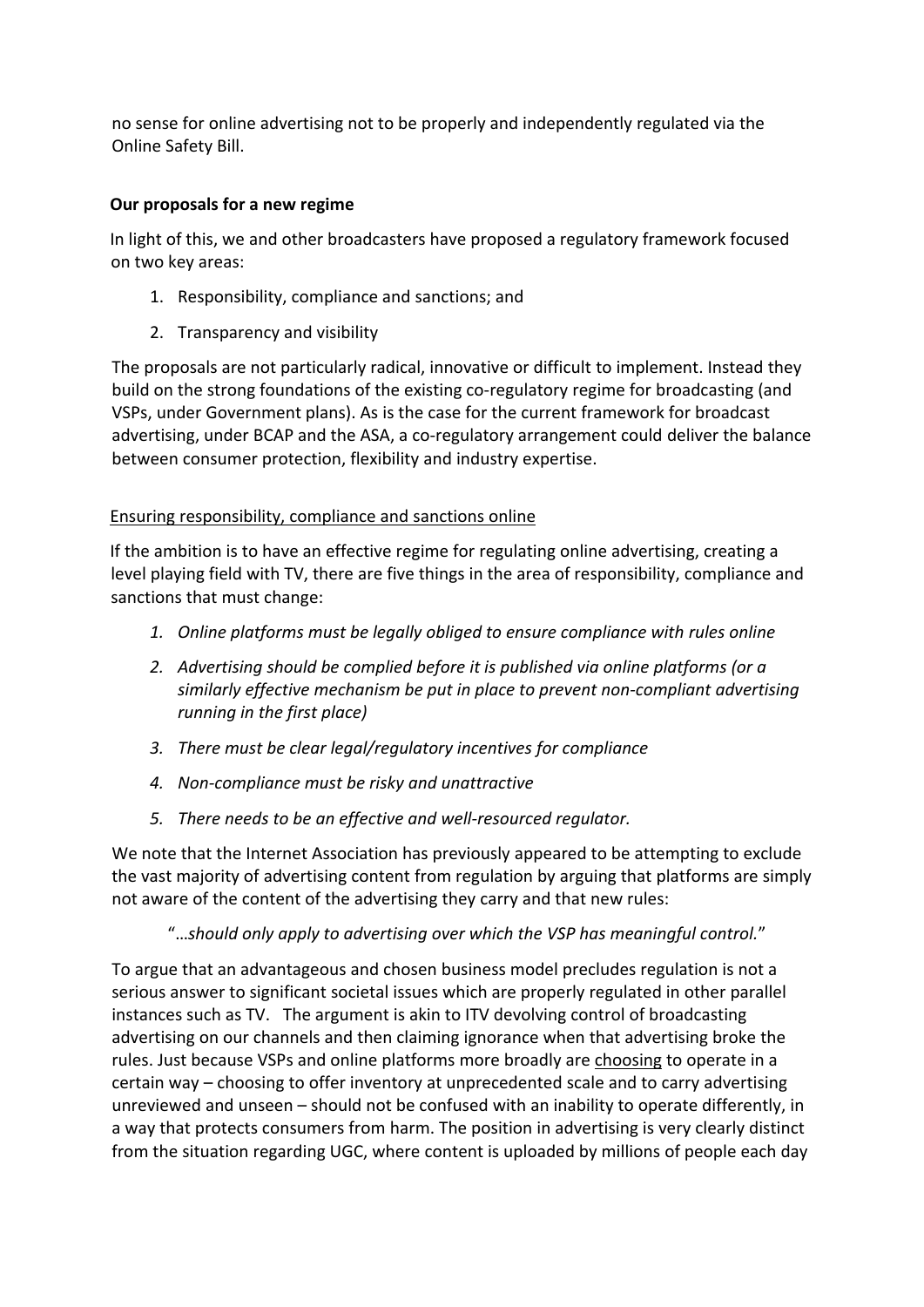no sense for online advertising not to be properly and independently regulated via the Online Safety Bill.

**Our proposals for a new regime**

In light of this, we and other broadcasters have proposed a regulatory framework focused on two key areas:

1. Responsibility, compliance and sanctions; and
2. Transparency and visibility

The proposals are not particularly radical, innovative or difficult to implement. Instead they build on the strong foundations of the existing co-regulatory regime for broadcasting (and VSPs, under Government plans). As is the case for the current framework for broadcast advertising, under BCAP and the ASA, a co-regulatory arrangement could deliver the balance between consumer protection, flexibility and industry expertise.

<u>Ensuring responsibility, compliance and sanctions online</u>

If the ambition is to have an effective regime for regulating online advertising, creating a level playing field with TV, there are five things in the area of responsibility, compliance and sanctions that must change:

1. *Online platforms must be legally obliged to ensure compliance with rules online*
2. *Advertising should be complied before it is published via online platforms (or a similarly effective mechanism be put in place to prevent non-compliant advertising running in the first place)*
3. *There must be clear legal/regulatory incentives for compliance*
4. *Non-compliance must be risky and unattractive*
5. *There needs to be an effective and well-resourced regulator.*

We note that the Internet Association has previously appeared to be attempting to exclude the vast majority of advertising content from regulation by arguing that platforms are simply not aware of the content of the advertising they carry and that new rules:

"…*should only apply to advertising over which the VSP has meaningful control.*"

To argue that an advantageous and chosen business model precludes regulation is not a serious answer to significant societal issues which are properly regulated in other parallel instances such as TV. The argument is akin to ITV devolving control of broadcasting advertising on our channels and then claiming ignorance when that advertising broke the rules. Just because VSPs and online platforms more broadly are <u>choosing</u> to operate in a certain way – choosing to offer inventory at unprecedented scale and to carry advertising unreviewed and unseen – should not be confused with an inability to operate differently, in a way that protects consumers from harm. The position in advertising is very clearly distinct from the situation regarding UGC, where content is uploaded by millions of people each day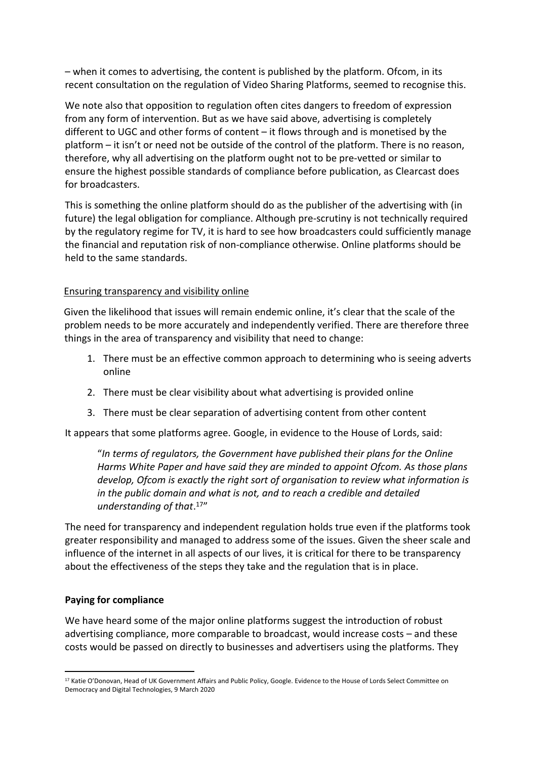– when it comes to advertising, the content is published by the platform. Ofcom, in its recent consultation on the regulation of Video Sharing Platforms, seemed to recognise this.

We note also that opposition to regulation often cites dangers to freedom of expression from any form of intervention. But as we have said above, advertising is completely different to UGC and other forms of content – it flows through and is monetised by the platform – it isn't or need not be outside of the control of the platform. There is no reason, therefore, why all advertising on the platform ought not to be pre-vetted or similar to ensure the highest possible standards of compliance before publication, as Clearcast does for broadcasters.

This is something the online platform should do as the publisher of the advertising with (in future) the legal obligation for compliance. Although pre-scrutiny is not technically required by the regulatory regime for TV, it is hard to see how broadcasters could sufficiently manage the financial and reputation risk of non-compliance otherwise. Online platforms should be held to the same standards.

<u>Ensuring transparency and visibility online</u>

Given the likelihood that issues will remain endemic online, it's clear that the scale of the problem needs to be more accurately and independently verified. There are therefore three things in the area of transparency and visibility that need to change:

1. There must be an effective common approach to determining who is seeing adverts online
2. There must be clear visibility about what advertising is provided online
3. There must be clear separation of advertising content from other content

It appears that some platforms agree. Google, in evidence to the House of Lords, said:

> "*In terms of regulators, the Government have published their plans for the Online Harms White Paper and have said they are minded to appoint Ofcom. As those plans develop, Ofcom is exactly the right sort of organisation to review what information is in the public domain and what is not, and to reach a credible and detailed understanding of that*.[17]"

The need for transparency and independent regulation holds true even if the platforms took greater responsibility and managed to address some of the issues. Given the sheer scale and influence of the internet in all aspects of our lives, it is critical for there to be transparency about the effectiveness of the steps they take and the regulation that is in place.

**Paying for compliance**

We have heard some of the major online platforms suggest the introduction of robust advertising compliance, more comparable to broadcast, would increase costs – and these costs would be passed on directly to businesses and advertisers using the platforms. They

[17] Katie O'Donovan, Head of UK Government Affairs and Public Policy, Google. Evidence to the House of Lords Select Committee on Democracy and Digital Technologies, 9 March 2020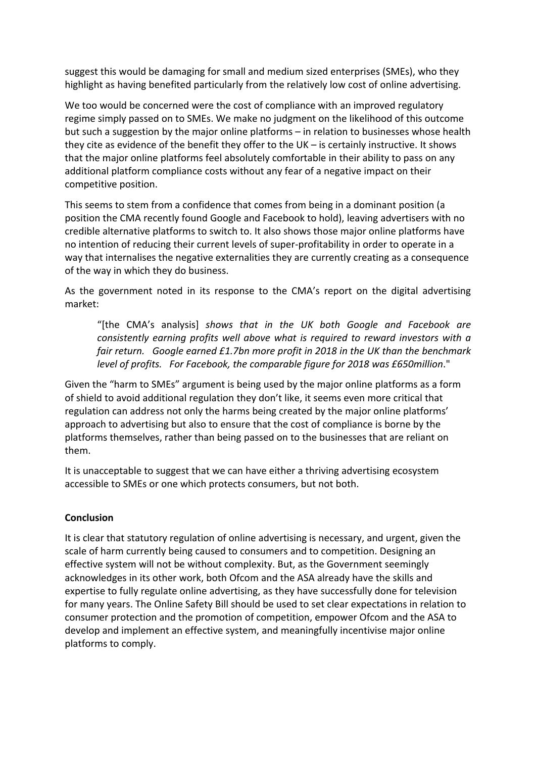suggest this would be damaging for small and medium sized enterprises (SMEs), who they highlight as having benefited particularly from the relatively low cost of online advertising.

We too would be concerned were the cost of compliance with an improved regulatory regime simply passed on to SMEs. We make no judgment on the likelihood of this outcome but such a suggestion by the major online platforms – in relation to businesses whose health they cite as evidence of the benefit they offer to the UK – is certainly instructive. It shows that the major online platforms feel absolutely comfortable in their ability to pass on any additional platform compliance costs without any fear of a negative impact on their competitive position.

This seems to stem from a confidence that comes from being in a dominant position (a position the CMA recently found Google and Facebook to hold), leaving advertisers with no credible alternative platforms to switch to. It also shows those major online platforms have no intention of reducing their current levels of super-profitability in order to operate in a way that internalises the negative externalities they are currently creating as a consequence of the way in which they do business.

As the government noted in its response to the CMA's report on the digital advertising market:

> "[the CMA's analysis] *shows that in the UK both Google and Facebook are consistently earning profits well above what is required to reward investors with a fair return. Google earned £1.7bn more profit in 2018 in the UK than the benchmark level of profits. For Facebook, the comparable figure for 2018 was £650million*."

Given the "harm to SMEs" argument is being used by the major online platforms as a form of shield to avoid additional regulation they don't like, it seems even more critical that regulation can address not only the harms being created by the major online platforms' approach to advertising but also to ensure that the cost of compliance is borne by the platforms themselves, rather than being passed on to the businesses that are reliant on them.

It is unacceptable to suggest that we can have either a thriving advertising ecosystem accessible to SMEs or one which protects consumers, but not both.

**Conclusion**

It is clear that statutory regulation of online advertising is necessary, and urgent, given the scale of harm currently being caused to consumers and to competition. Designing an effective system will not be without complexity. But, as the Government seemingly acknowledges in its other work, both Ofcom and the ASA already have the skills and expertise to fully regulate online advertising, as they have successfully done for television for many years. The Online Safety Bill should be used to set clear expectations in relation to consumer protection and the promotion of competition, empower Ofcom and the ASA to develop and implement an effective system, and meaningfully incentivise major online platforms to comply.